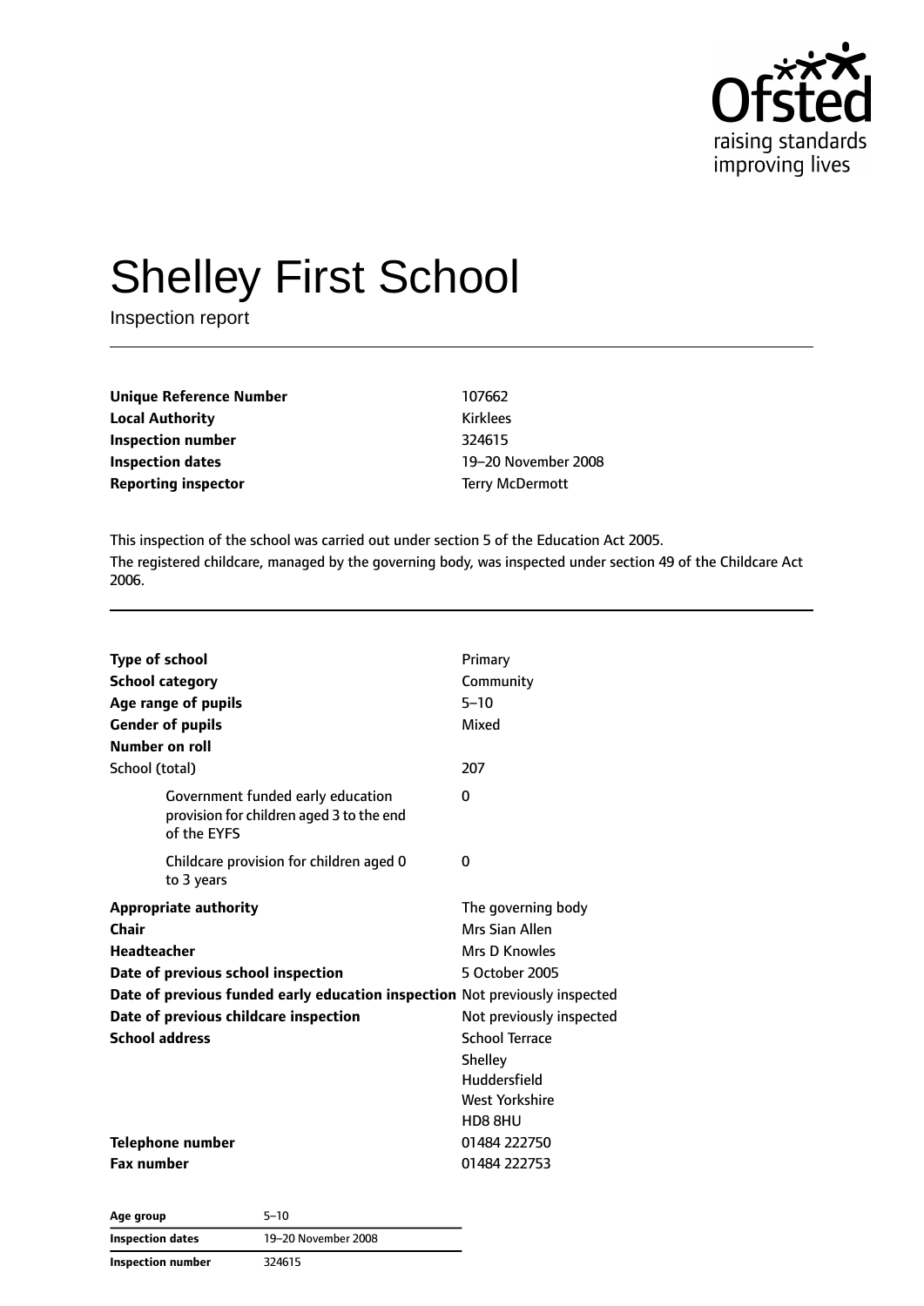Ofsted
raising standards
improving lives

# Shelley First School

Inspection report

| | |
|---|---|
| **Unique Reference Number** | 107662 |
| **Local Authority** | Kirklees |
| **Inspection number** | 324615 |
| **Inspection dates** | 19–20 November 2008 |
| **Reporting inspector** | Terry McDermott |

This inspection of the school was carried out under section 5 of the Education Act 2005.

The registered childcare, managed by the governing body, was inspected under section 49 of the Childcare Act 2006.

| | |
|---|---|
| **Type of school** | Primary |
| **School category** | Community |
| **Age range of pupils** | 5–10 |
| **Gender of pupils** | Mixed |
| **Number on roll** | |
| School (total) | 207 |
| Government funded early education provision for children aged 3 to the end of the EYFS | 0 |
| Childcare provision for children aged 0 to 3 years | 0 |
| **Appropriate authority** | The governing body |
| **Chair** | Mrs Sian Allen |
| **Headteacher** | Mrs D Knowles |
| **Date of previous school inspection** | 5 October 2005 |
| **Date of previous funded early education inspection** | Not previously inspected |
| **Date of previous childcare inspection** | Not previously inspected |
| **School address** | School Terrace<br>Shelley<br>Huddersfield<br>West Yorkshire<br>HD8 8HU |
| **Telephone number** | 01484 222750 |
| **Fax number** | 01484 222753 |

| | |
|---|---|
| **Age group** | 5–10 |
| **Inspection dates** | 19–20 November 2008 |
| **Inspection number** | 324615 |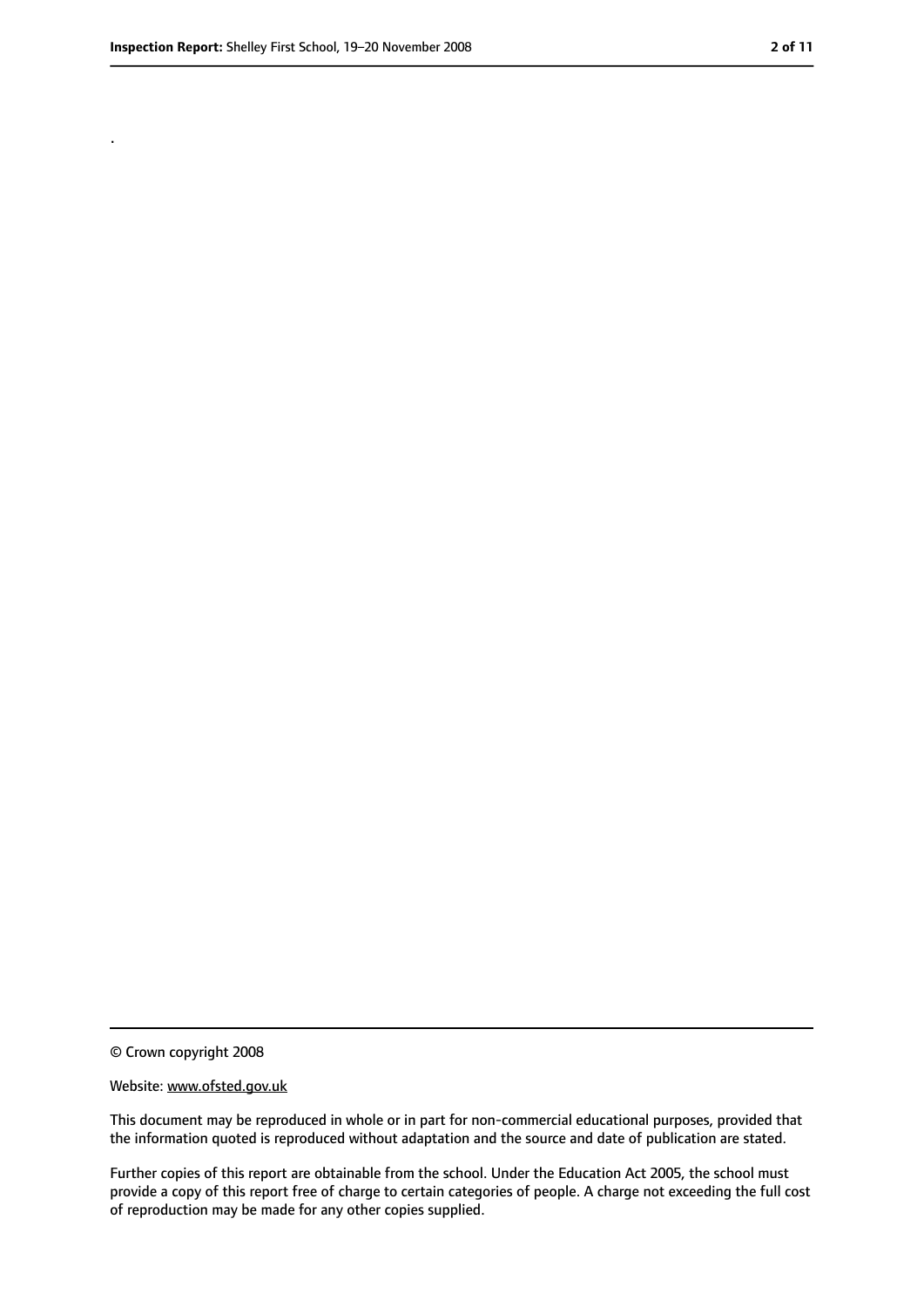.

© Crown copyright 2008

Website: www.ofsted.gov.uk

This document may be reproduced in whole or in part for non-commercial educational purposes, provided that the information quoted is reproduced without adaptation and the source and date of publication are stated.

Further copies of this report are obtainable from the school. Under the Education Act 2005, the school must provide a copy of this report free of charge to certain categories of people. A charge not exceeding the full cost of reproduction may be made for any other copies supplied.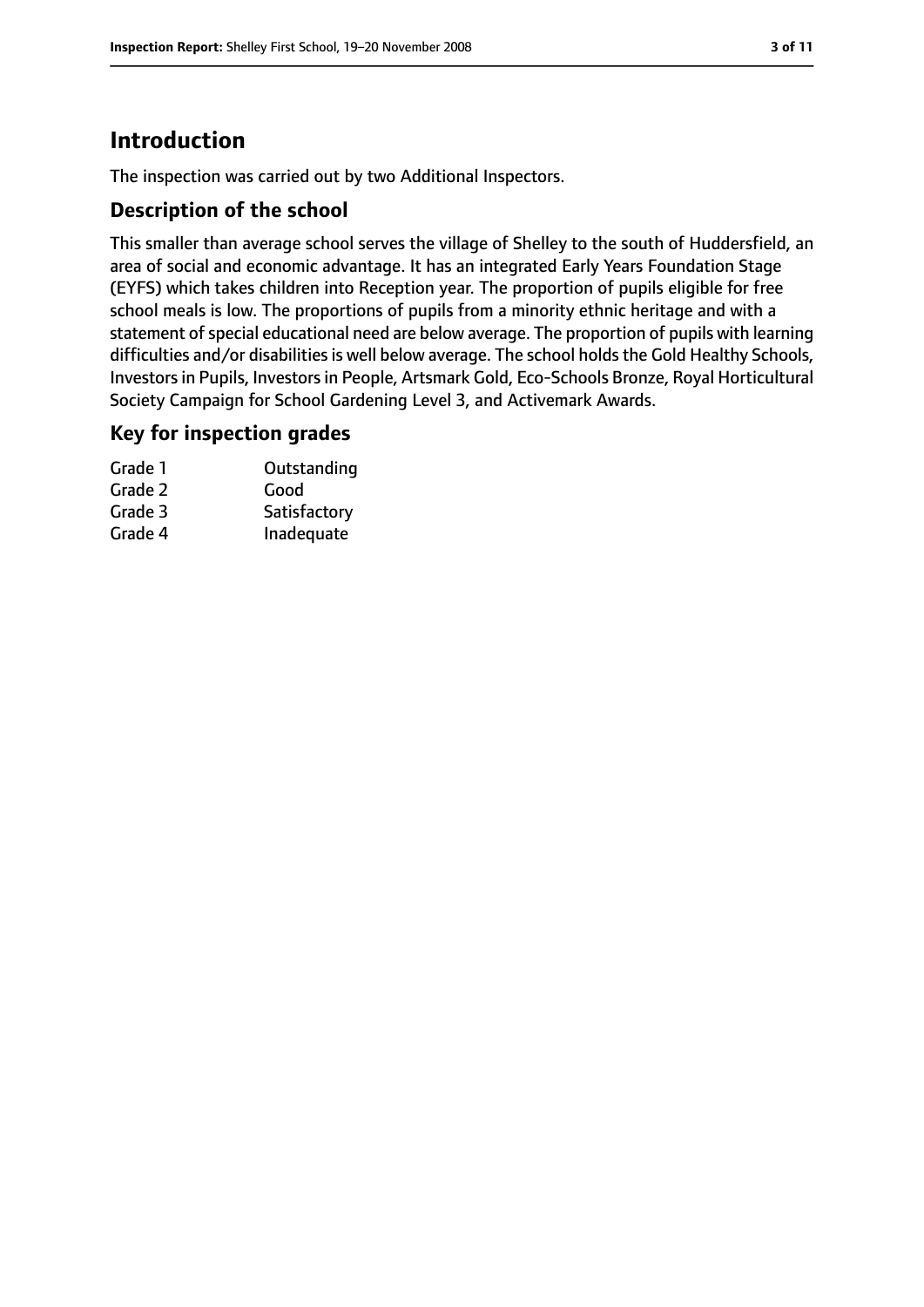# Introduction

The inspection was carried out by two Additional Inspectors.

## Description of the school

This smaller than average school serves the village of Shelley to the south of Huddersfield, an area of social and economic advantage. It has an integrated Early Years Foundation Stage (EYFS) which takes children into Reception year. The proportion of pupils eligible for free school meals is low. The proportions of pupils from a minority ethnic heritage and with a statement of special educational need are below average. The proportion of pupils with learning difficulties and/or disabilities is well below average. The school holds the Gold Healthy Schools, Investors in Pupils, Investors in People, Artsmark Gold, Eco-Schools Bronze, Royal Horticultural Society Campaign for School Gardening Level 3, and Activemark Awards.

## Key for inspection grades

| | |
|---|---|
| Grade 1 | Outstanding |
| Grade 2 | Good |
| Grade 3 | Satisfactory |
| Grade 4 | Inadequate |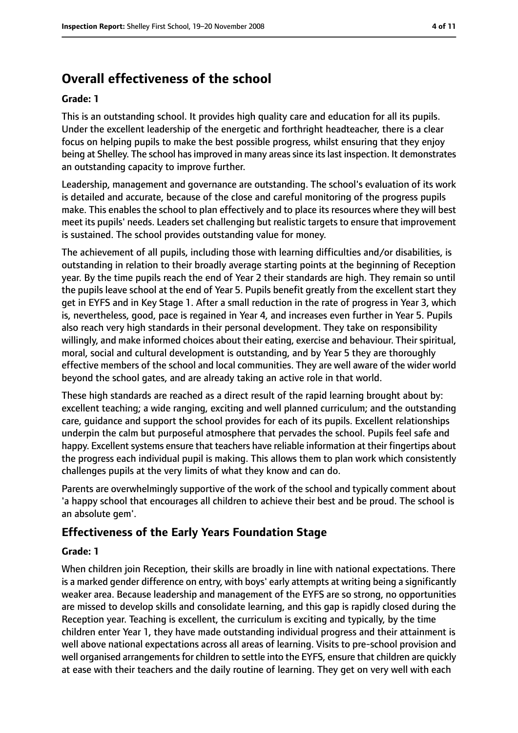## Overall effectiveness of the school

**Grade: 1**

This is an outstanding school. It provides high quality care and education for all its pupils. Under the excellent leadership of the energetic and forthright headteacher, there is a clear focus on helping pupils to make the best possible progress, whilst ensuring that they enjoy being at Shelley. The school has improved in many areas since its last inspection. It demonstrates an outstanding capacity to improve further.

Leadership, management and governance are outstanding. The school's evaluation of its work is detailed and accurate, because of the close and careful monitoring of the progress pupils make. This enables the school to plan effectively and to place its resources where they will best meet its pupils' needs. Leaders set challenging but realistic targets to ensure that improvement is sustained. The school provides outstanding value for money.

The achievement of all pupils, including those with learning difficulties and/or disabilities, is outstanding in relation to their broadly average starting points at the beginning of Reception year. By the time pupils reach the end of Year 2 their standards are high. They remain so until the pupils leave school at the end of Year 5. Pupils benefit greatly from the excellent start they get in EYFS and in Key Stage 1. After a small reduction in the rate of progress in Year 3, which is, nevertheless, good, pace is regained in Year 4, and increases even further in Year 5. Pupils also reach very high standards in their personal development. They take on responsibility willingly, and make informed choices about their eating, exercise and behaviour. Their spiritual, moral, social and cultural development is outstanding, and by Year 5 they are thoroughly effective members of the school and local communities. They are well aware of the wider world beyond the school gates, and are already taking an active role in that world.

These high standards are reached as a direct result of the rapid learning brought about by: excellent teaching; a wide ranging, exciting and well planned curriculum; and the outstanding care, guidance and support the school provides for each of its pupils. Excellent relationships underpin the calm but purposeful atmosphere that pervades the school. Pupils feel safe and happy. Excellent systems ensure that teachers have reliable information at their fingertips about the progress each individual pupil is making. This allows them to plan work which consistently challenges pupils at the very limits of what they know and can do.

Parents are overwhelmingly supportive of the work of the school and typically comment about 'a happy school that encourages all children to achieve their best and be proud. The school is an absolute gem'.

### Effectiveness of the Early Years Foundation Stage

**Grade: 1**

When children join Reception, their skills are broadly in line with national expectations. There is a marked gender difference on entry, with boys' early attempts at writing being a significantly weaker area. Because leadership and management of the EYFS are so strong, no opportunities are missed to develop skills and consolidate learning, and this gap is rapidly closed during the Reception year. Teaching is excellent, the curriculum is exciting and typically, by the time children enter Year 1, they have made outstanding individual progress and their attainment is well above national expectations across all areas of learning. Visits to pre-school provision and well organised arrangements for children to settle into the EYFS, ensure that children are quickly at ease with their teachers and the daily routine of learning. They get on very well with each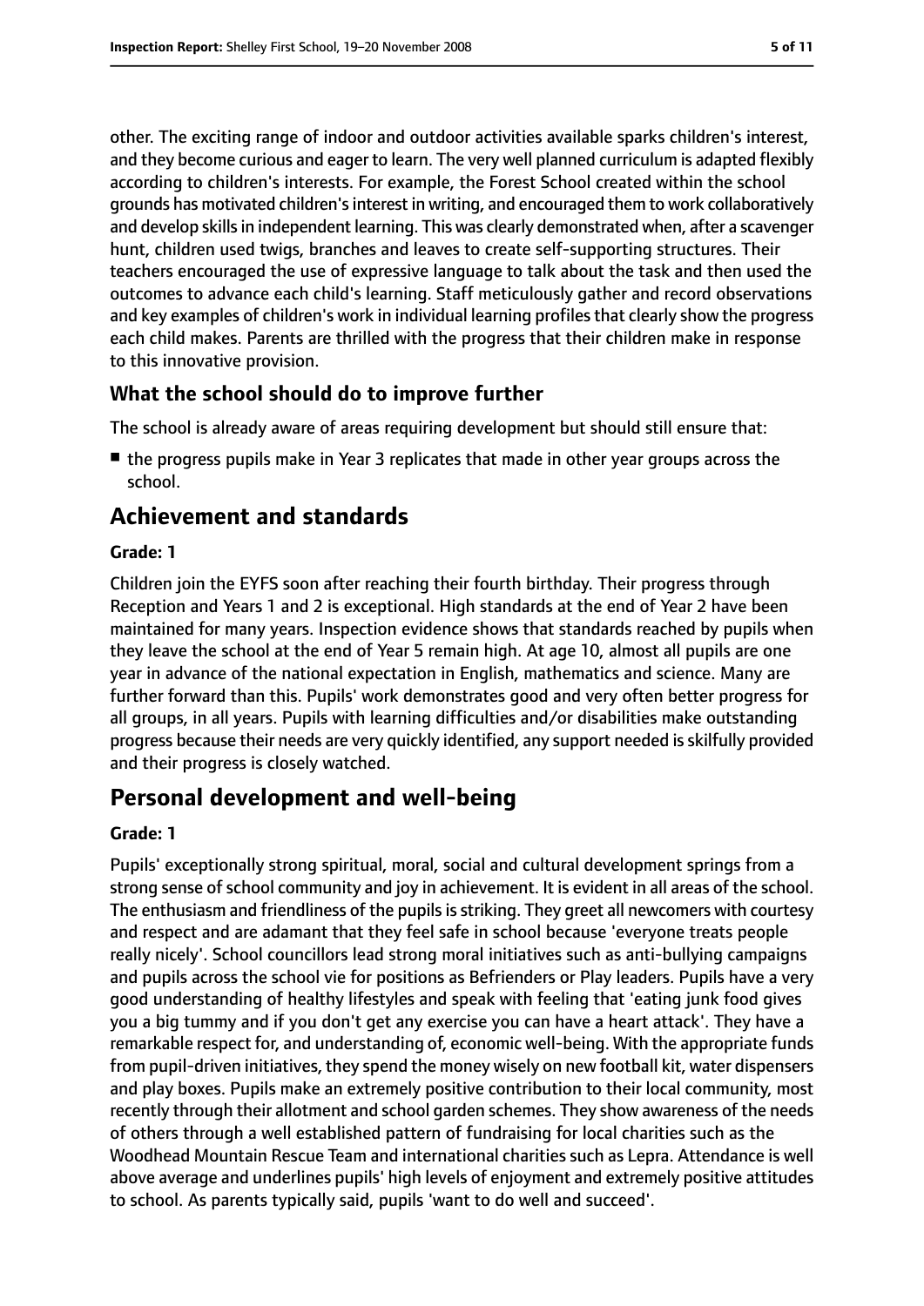other. The exciting range of indoor and outdoor activities available sparks children's interest, and they become curious and eager to learn. The very well planned curriculum is adapted flexibly according to children's interests. For example, the Forest School created within the school grounds has motivated children's interest in writing, and encouraged them to work collaboratively and develop skills in independent learning. This was clearly demonstrated when, after a scavenger hunt, children used twigs, branches and leaves to create self-supporting structures. Their teachers encouraged the use of expressive language to talk about the task and then used the outcomes to advance each child's learning. Staff meticulously gather and record observations and key examples of children's work in individual learning profiles that clearly show the progress each child makes. Parents are thrilled with the progress that their children make in response to this innovative provision.

### What the school should do to improve further

The school is already aware of areas requiring development but should still ensure that:

- the progress pupils make in Year 3 replicates that made in other year groups across the school.

## Achievement and standards

#### Grade: 1

Children join the EYFS soon after reaching their fourth birthday. Their progress through Reception and Years 1 and 2 is exceptional. High standards at the end of Year 2 have been maintained for many years. Inspection evidence shows that standards reached by pupils when they leave the school at the end of Year 5 remain high. At age 10, almost all pupils are one year in advance of the national expectation in English, mathematics and science. Many are further forward than this. Pupils' work demonstrates good and very often better progress for all groups, in all years. Pupils with learning difficulties and/or disabilities make outstanding progress because their needs are very quickly identified, any support needed is skilfully provided and their progress is closely watched.

## Personal development and well-being

#### Grade: 1

Pupils' exceptionally strong spiritual, moral, social and cultural development springs from a strong sense of school community and joy in achievement. It is evident in all areas of the school. The enthusiasm and friendliness of the pupils is striking. They greet all newcomers with courtesy and respect and are adamant that they feel safe in school because 'everyone treats people really nicely'. School councillors lead strong moral initiatives such as anti-bullying campaigns and pupils across the school vie for positions as Befrienders or Play leaders. Pupils have a very good understanding of healthy lifestyles and speak with feeling that 'eating junk food gives you a big tummy and if you don't get any exercise you can have a heart attack'. They have a remarkable respect for, and understanding of, economic well-being. With the appropriate funds from pupil-driven initiatives, they spend the money wisely on new football kit, water dispensers and play boxes. Pupils make an extremely positive contribution to their local community, most recently through their allotment and school garden schemes. They show awareness of the needs of others through a well established pattern of fundraising for local charities such as the Woodhead Mountain Rescue Team and international charities such as Lepra. Attendance is well above average and underlines pupils' high levels of enjoyment and extremely positive attitudes to school. As parents typically said, pupils 'want to do well and succeed'.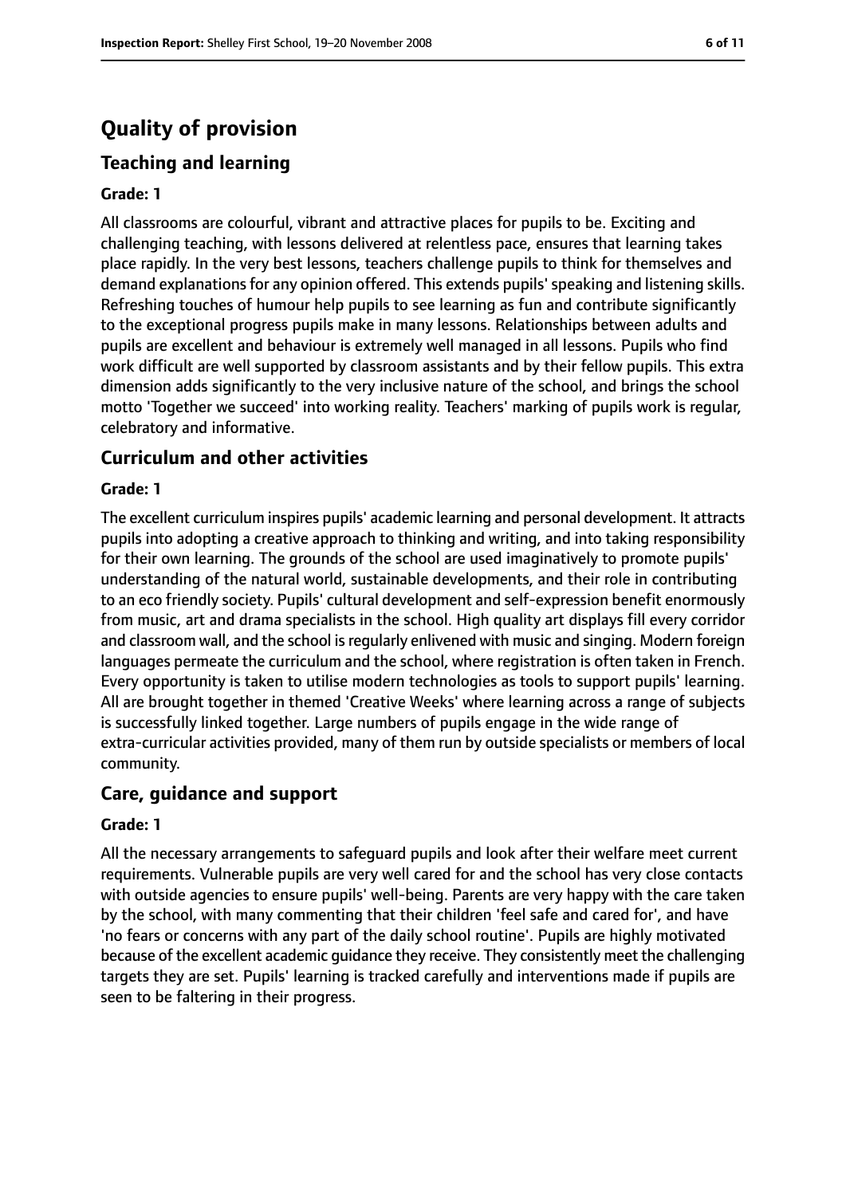# Quality of provision

## Teaching and learning

**Grade: 1**

All classrooms are colourful, vibrant and attractive places for pupils to be. Exciting and challenging teaching, with lessons delivered at relentless pace, ensures that learning takes place rapidly. In the very best lessons, teachers challenge pupils to think for themselves and demand explanations for any opinion offered. This extends pupils' speaking and listening skills. Refreshing touches of humour help pupils to see learning as fun and contribute significantly to the exceptional progress pupils make in many lessons. Relationships between adults and pupils are excellent and behaviour is extremely well managed in all lessons. Pupils who find work difficult are well supported by classroom assistants and by their fellow pupils. This extra dimension adds significantly to the very inclusive nature of the school, and brings the school motto 'Together we succeed' into working reality. Teachers' marking of pupils work is regular, celebratory and informative.

## Curriculum and other activities

**Grade: 1**

The excellent curriculum inspires pupils' academic learning and personal development. It attracts pupils into adopting a creative approach to thinking and writing, and into taking responsibility for their own learning. The grounds of the school are used imaginatively to promote pupils' understanding of the natural world, sustainable developments, and their role in contributing to an eco friendly society. Pupils' cultural development and self-expression benefit enormously from music, art and drama specialists in the school. High quality art displays fill every corridor and classroom wall, and the school is regularly enlivened with music and singing. Modern foreign languages permeate the curriculum and the school, where registration is often taken in French. Every opportunity is taken to utilise modern technologies as tools to support pupils' learning. All are brought together in themed 'Creative Weeks' where learning across a range of subjects is successfully linked together. Large numbers of pupils engage in the wide range of extra-curricular activities provided, many of them run by outside specialists or members of local community.

## Care, guidance and support

**Grade: 1**

All the necessary arrangements to safeguard pupils and look after their welfare meet current requirements. Vulnerable pupils are very well cared for and the school has very close contacts with outside agencies to ensure pupils' well-being. Parents are very happy with the care taken by the school, with many commenting that their children 'feel safe and cared for', and have 'no fears or concerns with any part of the daily school routine'. Pupils are highly motivated because of the excellent academic guidance they receive. They consistently meet the challenging targets they are set. Pupils' learning is tracked carefully and interventions made if pupils are seen to be faltering in their progress.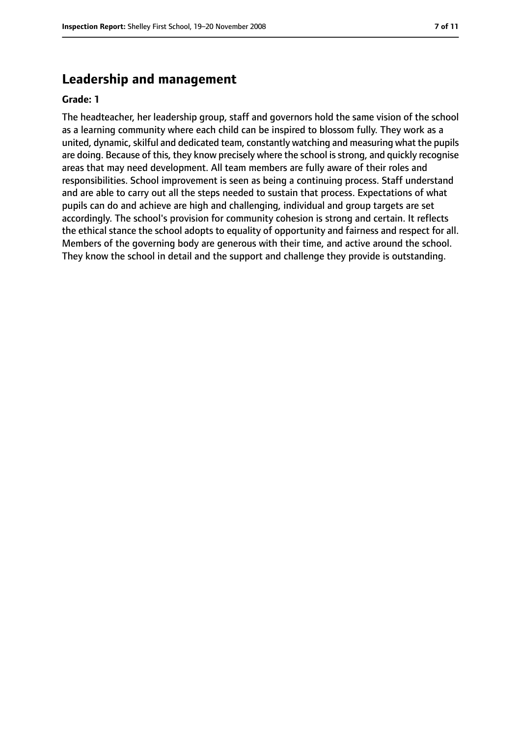## Leadership and management

**Grade: 1**

The headteacher, her leadership group, staff and governors hold the same vision of the school as a learning community where each child can be inspired to blossom fully. They work as a united, dynamic, skilful and dedicated team, constantly watching and measuring what the pupils are doing. Because of this, they know precisely where the school is strong, and quickly recognise areas that may need development. All team members are fully aware of their roles and responsibilities. School improvement is seen as being a continuing process. Staff understand and are able to carry out all the steps needed to sustain that process. Expectations of what pupils can do and achieve are high and challenging, individual and group targets are set accordingly. The school's provision for community cohesion is strong and certain. It reflects the ethical stance the school adopts to equality of opportunity and fairness and respect for all. Members of the governing body are generous with their time, and active around the school. They know the school in detail and the support and challenge they provide is outstanding.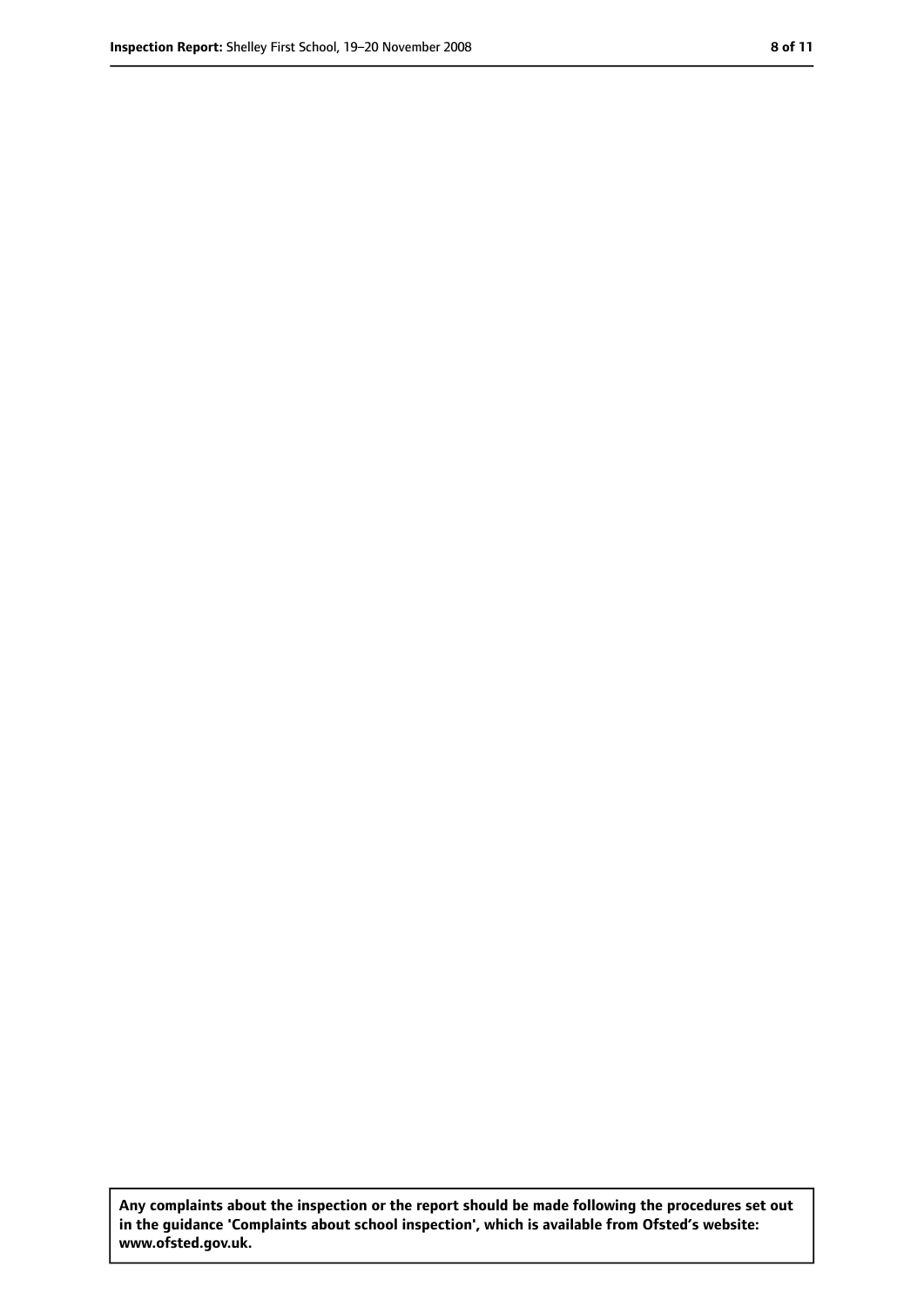**Any complaints about the inspection or the report should be made following the procedures set out in the guidance 'Complaints about school inspection', which is available from Ofsted's website: www.ofsted.gov.uk.**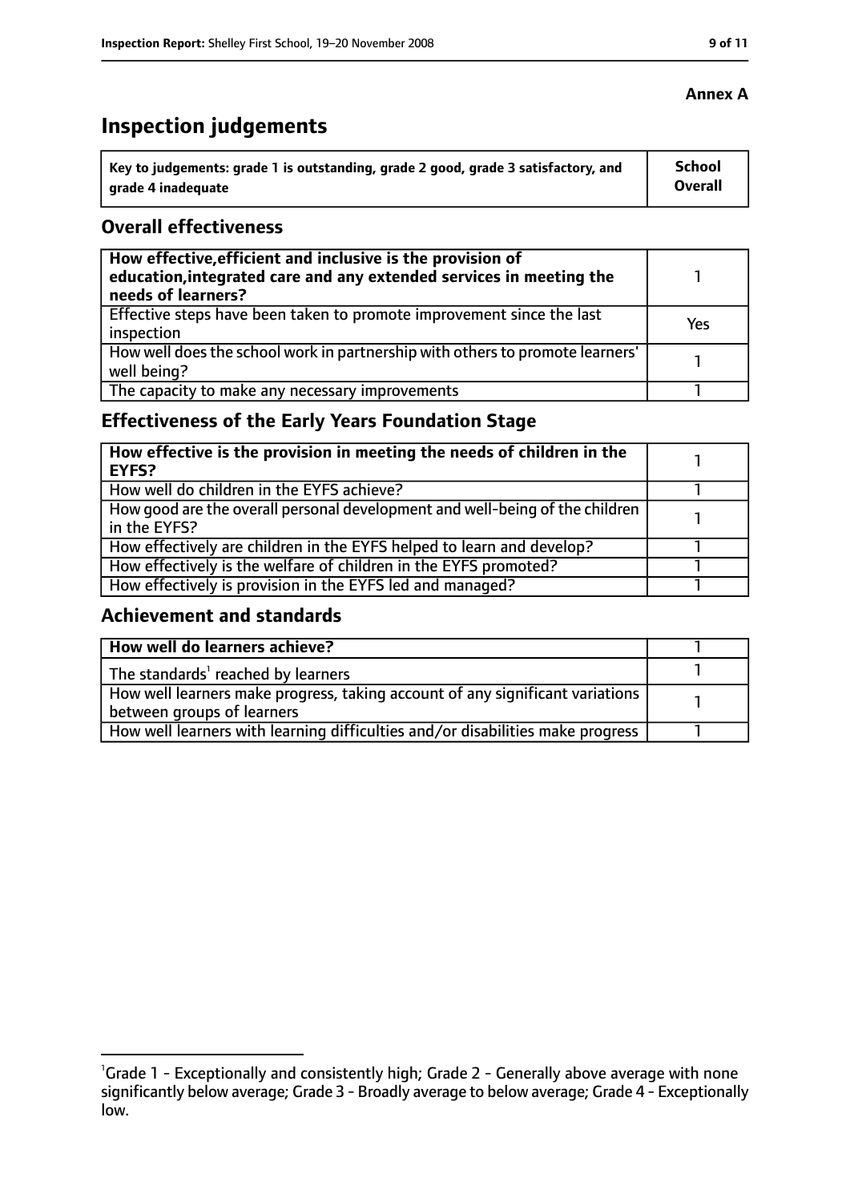**Annex A**

# Inspection judgements

| Key to judgements: grade 1 is outstanding, grade 2 good, grade 3 satisfactory, and grade 4 inadequate | School Overall |
|---|---|

## Overall effectiveness

| | |
|---|---|
| **How effective, efficient and inclusive is the provision of education, integrated care and any extended services in meeting the needs of learners?** | 1 |
| Effective steps have been taken to promote improvement since the last inspection | Yes |
| How well does the school work in partnership with others to promote learners' well being? | 1 |
| The capacity to make any necessary improvements | 1 |

## Effectiveness of the Early Years Foundation Stage

| | |
|---|---|
| **How effective is the provision in meeting the needs of children in the EYFS?** | 1 |
| How well do children in the EYFS achieve? | 1 |
| How good are the overall personal development and well-being of the children in the EYFS? | 1 |
| How effectively are children in the EYFS helped to learn and develop? | 1 |
| How effectively is the welfare of children in the EYFS promoted? | 1 |
| How effectively is provision in the EYFS led and managed? | 1 |

## Achievement and standards

| | |
|---|---|
| **How well do learners achieve?** | 1 |
| The standards[1] reached by learners | 1 |
| How well learners make progress, taking account of any significant variations between groups of learners | 1 |
| How well learners with learning difficulties and/or disabilities make progress | 1 |

[1] Grade 1 - Exceptionally and consistently high; Grade 2 - Generally above average with none significantly below average; Grade 3 - Broadly average to below average; Grade 4 - Exceptionally low.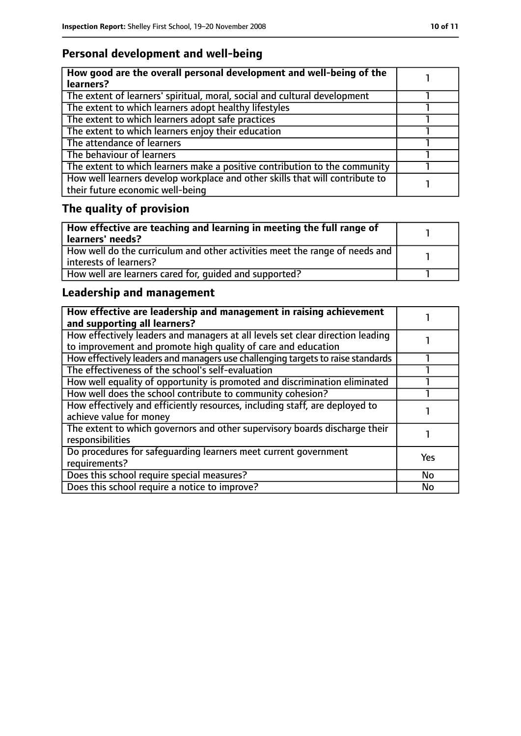## Personal development and well-being

| **How good are the overall personal development and well-being of the learners?** | 1 |
|---|---|
| The extent of learners' spiritual, moral, social and cultural development | 1 |
| The extent to which learners adopt healthy lifestyles | 1 |
| The extent to which learners adopt safe practices | 1 |
| The extent to which learners enjoy their education | 1 |
| The attendance of learners | 1 |
| The behaviour of learners | 1 |
| The extent to which learners make a positive contribution to the community | 1 |
| How well learners develop workplace and other skills that will contribute to their future economic well-being | 1 |

## The quality of provision

| **How effective are teaching and learning in meeting the full range of learners' needs?** | 1 |
|---|---|
| How well do the curriculum and other activities meet the range of needs and interests of learners? | 1 |
| How well are learners cared for, guided and supported? | 1 |

## Leadership and management

| **How effective are leadership and management in raising achievement and supporting all learners?** | 1 |
|---|---|
| How effectively leaders and managers at all levels set clear direction leading to improvement and promote high quality of care and education | 1 |
| How effectively leaders and managers use challenging targets to raise standards | 1 |
| The effectiveness of the school's self-evaluation | 1 |
| How well equality of opportunity is promoted and discrimination eliminated | 1 |
| How well does the school contribute to community cohesion? | 1 |
| How effectively and efficiently resources, including staff, are deployed to achieve value for money | 1 |
| The extent to which governors and other supervisory boards discharge their responsibilities | 1 |
| Do procedures for safeguarding learners meet current government requirements? | Yes |
| Does this school require special measures? | No |
| Does this school require a notice to improve? | No |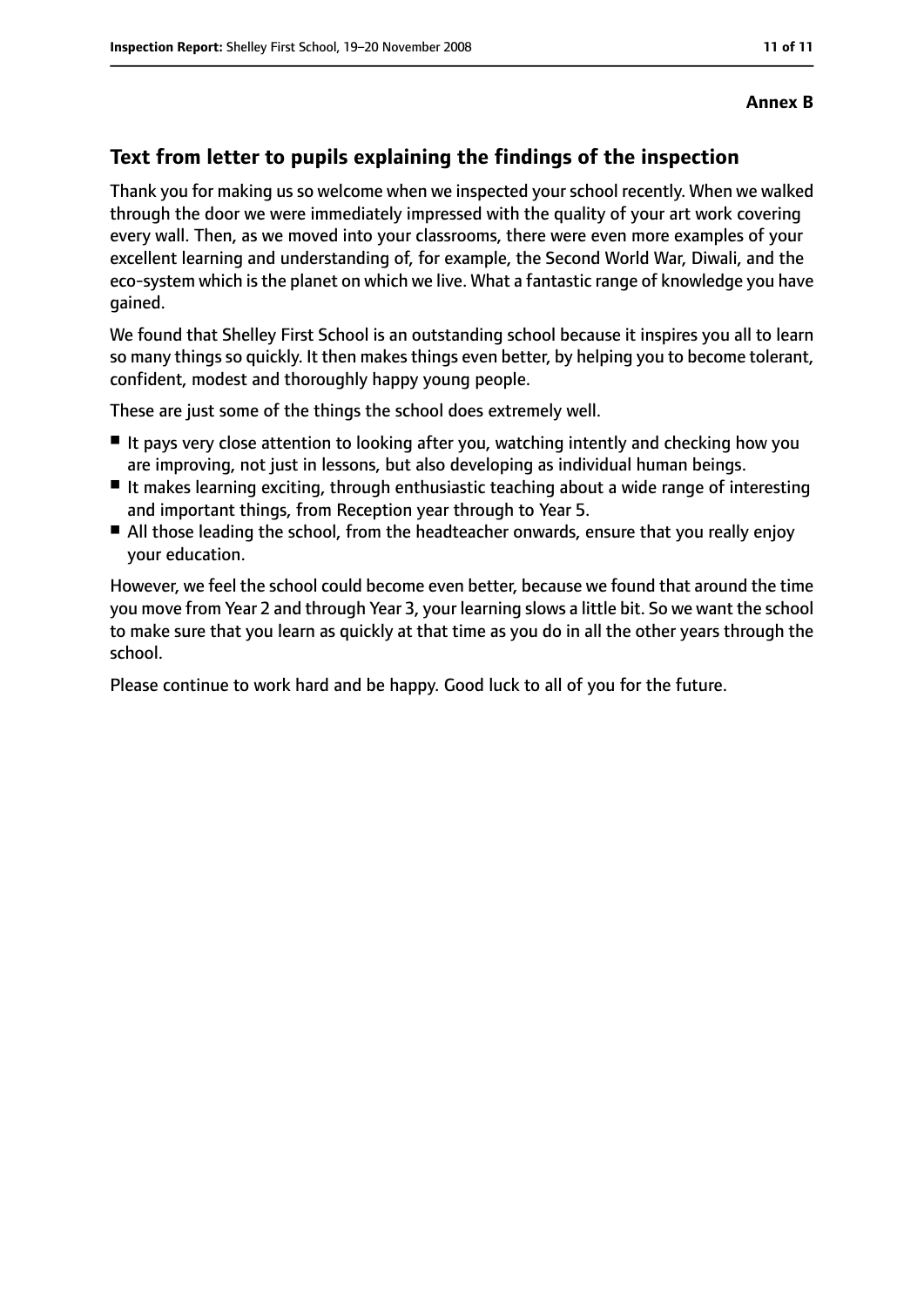**Annex B**

## Text from letter to pupils explaining the findings of the inspection

Thank you for making us so welcome when we inspected your school recently. When we walked through the door we were immediately impressed with the quality of your art work covering every wall. Then, as we moved into your classrooms, there were even more examples of your excellent learning and understanding of, for example, the Second World War, Diwali, and the eco-system which is the planet on which we live. What a fantastic range of knowledge you have gained.

We found that Shelley First School is an outstanding school because it inspires you all to learn so many things so quickly. It then makes things even better, by helping you to become tolerant, confident, modest and thoroughly happy young people.

These are just some of the things the school does extremely well.

- It pays very close attention to looking after you, watching intently and checking how you are improving, not just in lessons, but also developing as individual human beings.
- It makes learning exciting, through enthusiastic teaching about a wide range of interesting and important things, from Reception year through to Year 5.
- All those leading the school, from the headteacher onwards, ensure that you really enjoy your education.

However, we feel the school could become even better, because we found that around the time you move from Year 2 and through Year 3, your learning slows a little bit. So we want the school to make sure that you learn as quickly at that time as you do in all the other years through the school.

Please continue to work hard and be happy. Good luck to all of you for the future.